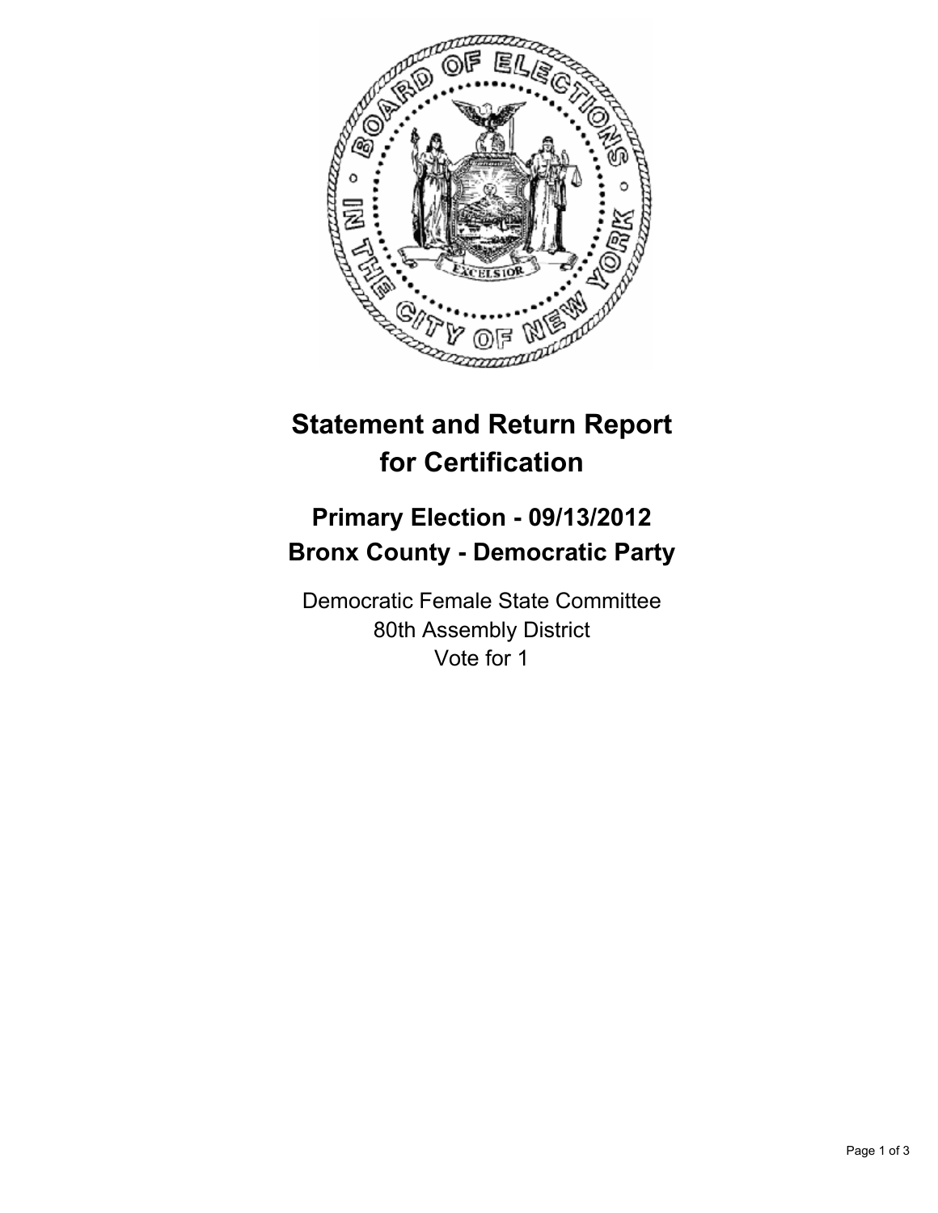# Statement and Return Report for Certification

## Primary Election - 09/13/2012
## Bronx County - Democratic Party

Democratic Female State Committee
80th Assembly District
Vote for 1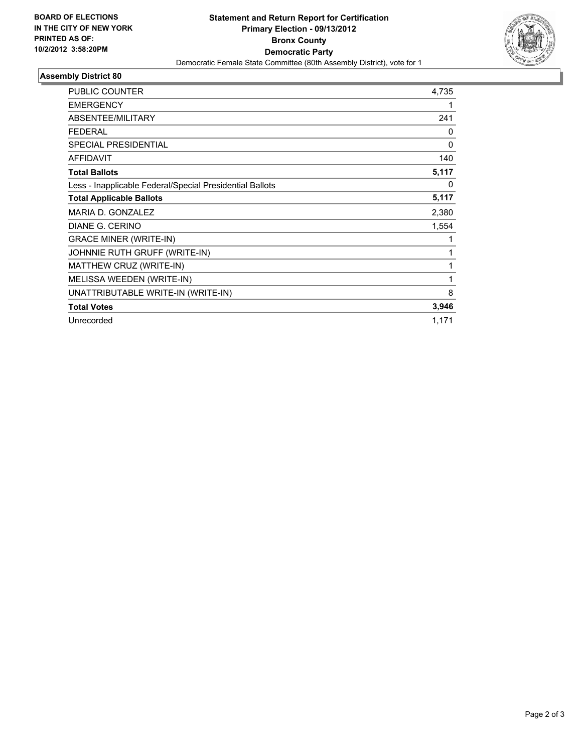**BOARD OF ELECTIONS IN THE CITY OF NEW YORK PRINTED AS OF: 10/2/2012 3:58:20PM**

**Statement and Return Report for Certification**
**Primary Election - 09/13/2012**
**Bronx County**
**Democratic Party**
Democratic Female State Committee (80th Assembly District), vote for 1

## Assembly District 80

| | |
|---|---|
| PUBLIC COUNTER | 4,735 |
| EMERGENCY | 1 |
| ABSENTEE/MILITARY | 241 |
| FEDERAL | 0 |
| SPECIAL PRESIDENTIAL | 0 |
| AFFIDAVIT | 140 |
| **Total Ballots** | **5,117** |
| Less - Inapplicable Federal/Special Presidential Ballots | 0 |
| **Total Applicable Ballots** | **5,117** |
| MARIA D. GONZALEZ | 2,380 |
| DIANE G. CERINO | 1,554 |
| GRACE MINER (WRITE-IN) | 1 |
| JOHNNIE RUTH GRUFF (WRITE-IN) | 1 |
| MATTHEW CRUZ (WRITE-IN) | 1 |
| MELISSA WEEDEN (WRITE-IN) | 1 |
| UNATTRIBUTABLE WRITE-IN (WRITE-IN) | 8 |
| **Total Votes** | **3,946** |
| Unrecorded | 1,171 |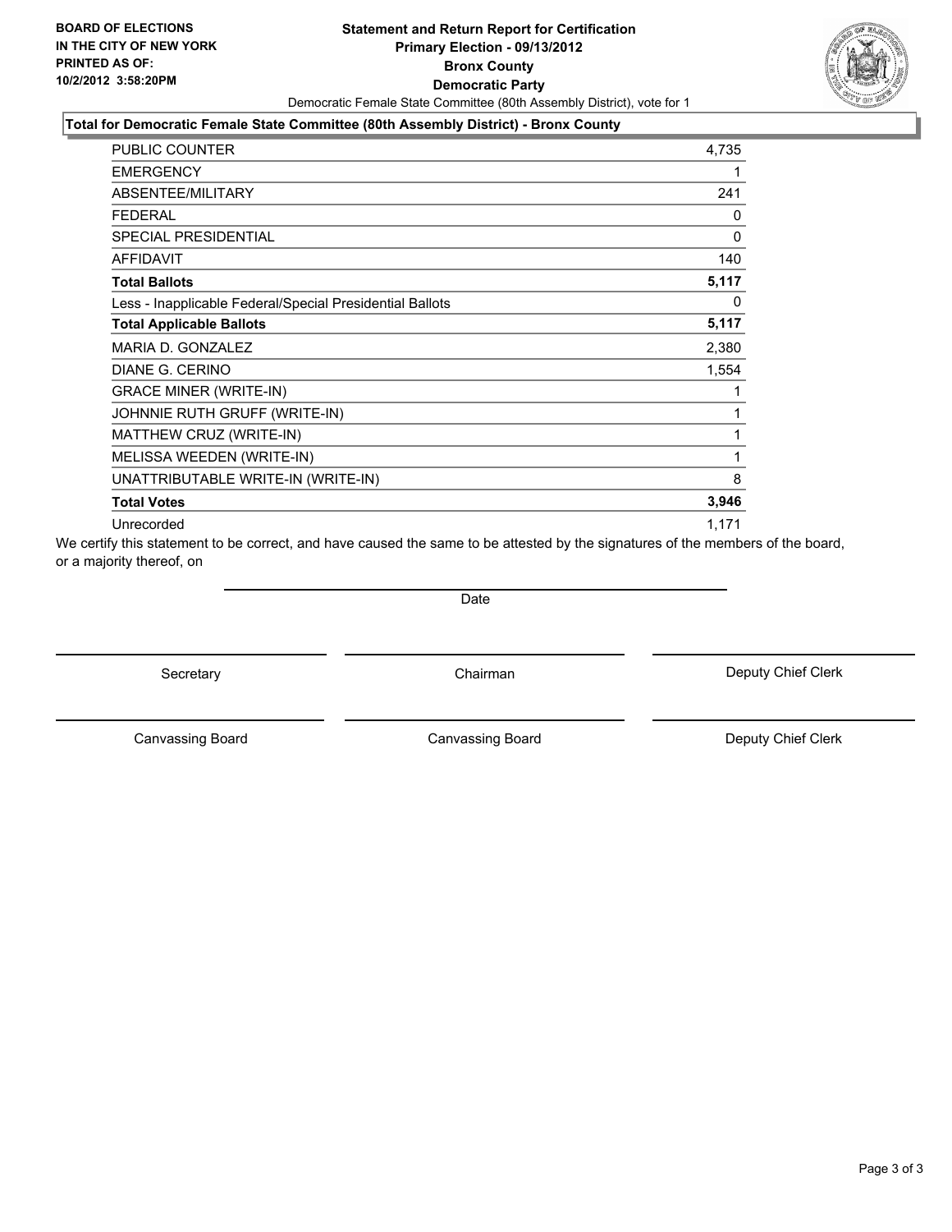**BOARD OF ELECTIONS IN THE CITY OF NEW YORK PRINTED AS OF: 10/2/2012 3:58:20PM**

# Statement and Return Report for Certification
## Primary Election - 09/13/2012
## Bronx County
## Democratic Party

Democratic Female State Committee (80th Assembly District), vote for 1

**Total for Democratic Female State Committee (80th Assembly District) - Bronx County**

| | |
|---|---|
| PUBLIC COUNTER | 4,735 |
| EMERGENCY | 1 |
| ABSENTEE/MILITARY | 241 |
| FEDERAL | 0 |
| SPECIAL PRESIDENTIAL | 0 |
| AFFIDAVIT | 140 |
| **Total Ballots** | **5,117** |
| Less - Inapplicable Federal/Special Presidential Ballots | 0 |
| **Total Applicable Ballots** | **5,117** |
| MARIA D. GONZALEZ | 2,380 |
| DIANE G. CERINO | 1,554 |
| GRACE MINER (WRITE-IN) | 1 |
| JOHNNIE RUTH GRUFF (WRITE-IN) | 1 |
| MATTHEW CRUZ (WRITE-IN) | 1 |
| MELISSA WEEDEN (WRITE-IN) | 1 |
| UNATTRIBUTABLE WRITE-IN (WRITE-IN) | 8 |
| **Total Votes** | **3,946** |
| Unrecorded | 1,171 |

We certify this statement to be correct, and have caused the same to be attested by the signatures of the members of the board, or a majority thereof, on

Date

Secretary | Chairman | Deputy Chief Clerk

Canvassing Board | Canvassing Board | Deputy Chief Clerk